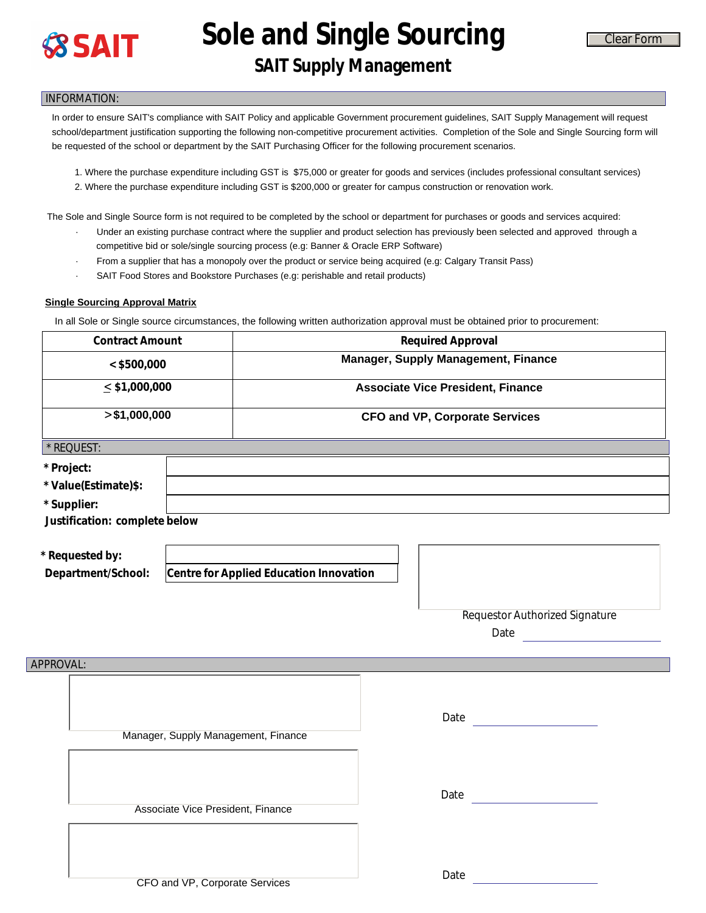SAIT

# Sole and Single Sourcing

## SAIT Supply Management

Clear Form

INFORMATION:

In order to ensure SAIT's compliance with SAIT Policy and applicable Government procurement guidelines, SAIT Supply Management will request school/department justification supporting the following non-competitive procurement activities. Completion of the Sole and Single Sourcing form will be requested of the school or department by the SAIT Purchasing Officer for the following procurement scenarios.

1. Where the purchase expenditure including GST is $75,000 or greater for goods and services (includes professional consultant services)
2. Where the purchase expenditure including GST is $200,000 or greater for campus construction or renovation work.

The Sole and Single Source form is not required to be completed by the school or department for purchases or goods and services acquired:

- Under an existing purchase contract where the supplier and product selection has previously been selected and approved through a competitive bid or sole/single sourcing process (e.g: Banner & Oracle ERP Software)
- From a supplier that has a monopoly over the product or service being acquired (e.g: Calgary Transit Pass)
- SAIT Food Stores and Bookstore Purchases (e.g: perishable and retail products)

**Single Sourcing Approval Matrix**

In all Sole or Single source circumstances, the following written authorization approval must be obtained prior to procurement:

| Contract Amount | Required Approval |
|---|---|
| < $500,000 | Manager, Supply Management, Finance |
| ≤ $1,000,000 | Associate Vice President, Finance |
| > $1,000,000 | CFO and VP, Corporate Services |

\* REQUEST:

**\* Project:**

**\* Value(Estimate)$:**

**\* Supplier:**

**Justification: complete below**

**\* Requested by:**

**Department/School:** Centre for Applied Education Innovation

Requestor Authorized Signature

Date

APPROVAL:

Manager, Supply Management, Finance — Date

Associate Vice President, Finance — Date

CFO and VP, Corporate Services — Date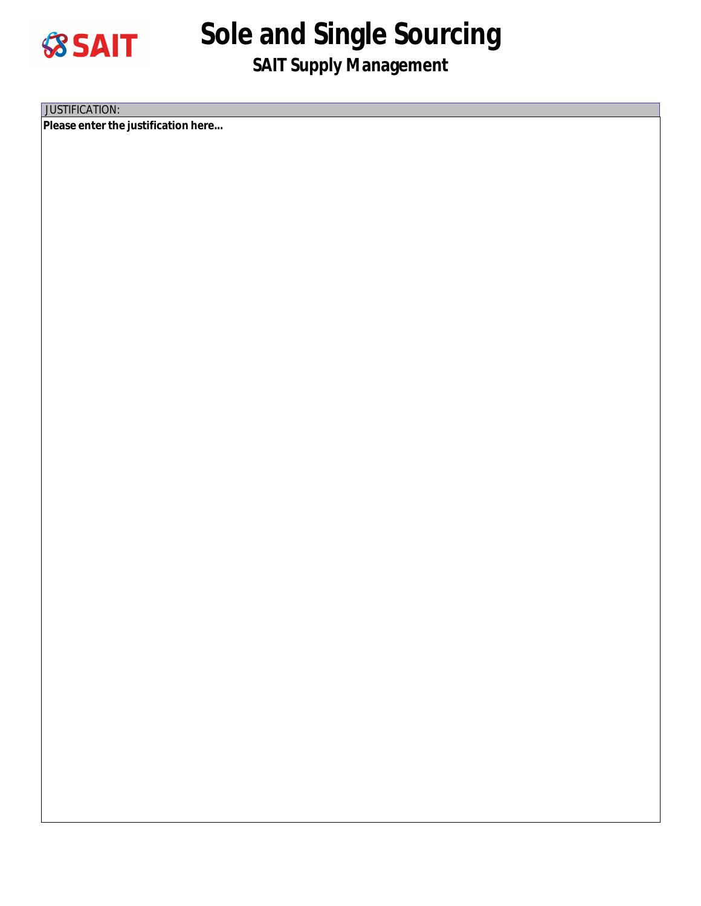# Sole and Single Sourcing

## SAIT Supply Management

JUSTIFICATION:

**Please enter the justification here...**